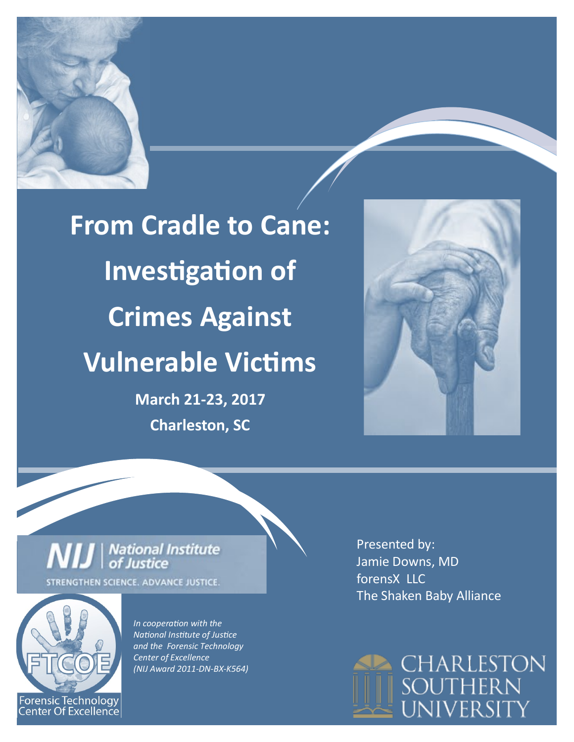# From Cradle to Cane: Investigation of Crimes Against Vulnerable Victims

**March 21-23, 2017**

**Charleston, SC**

NIJ | National Institute of Justice

STRENGTHEN SCIENCE. ADVANCE JUSTICE.

FTCOE

Forensic Technology Center Of Excellence

*In cooperation with the National Institute of Justice and the Forensic Technology Center of Excellence (NIJ Award 2011-DN-BX-K564)*

Presented by:
Jamie Downs, MD
forensX LLC
The Shaken Baby Alliance

CHARLESTON SOUTHERN UNIVERSITY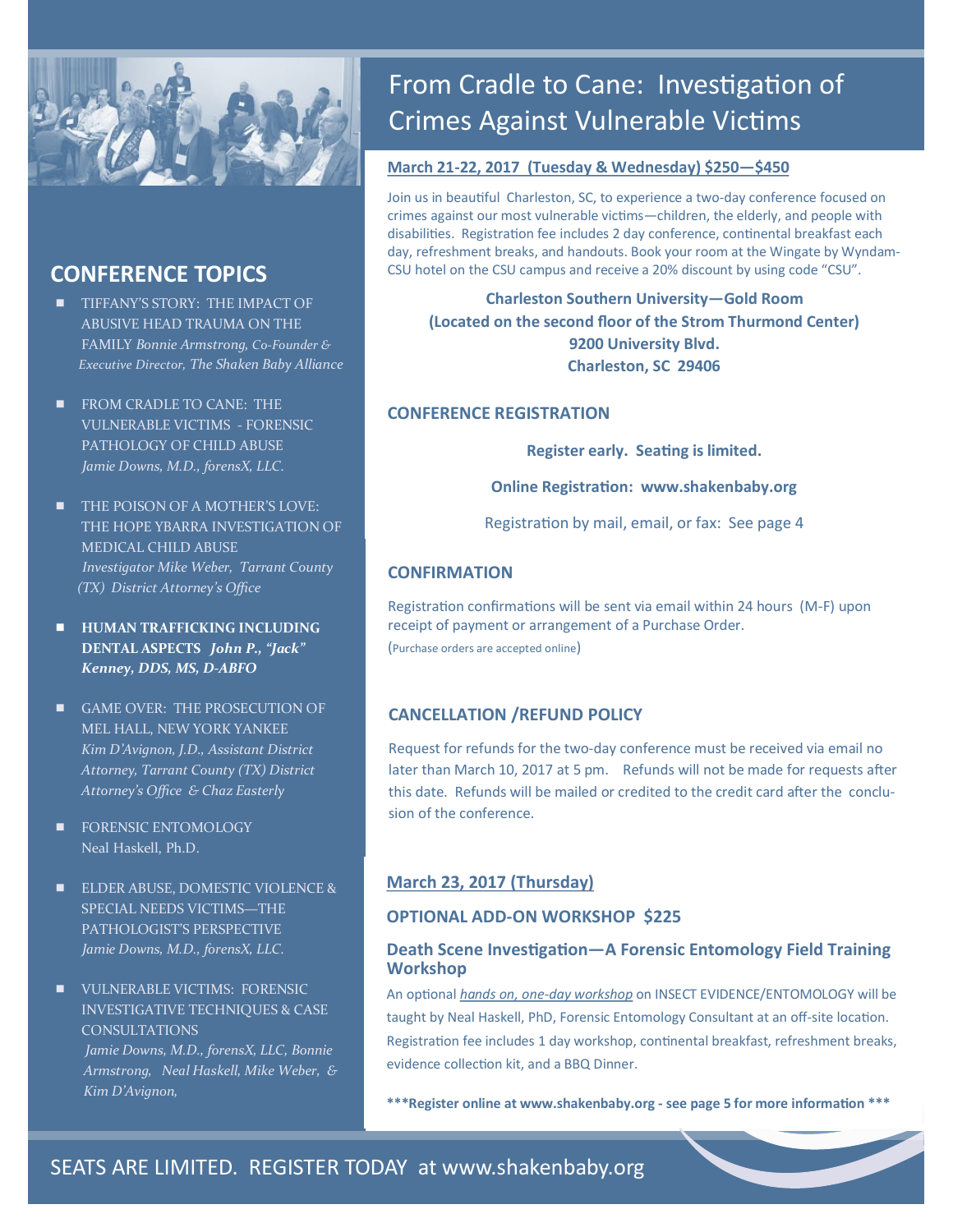# From Cradle to Cane: Investigation of Crimes Against Vulnerable Victims

## CONFERENCE TOPICS

- TIFFANY'S STORY: THE IMPACT OF ABUSIVE HEAD TRAUMA ON THE FAMILY *Bonnie Armstrong, Co-Founder & Executive Director, The Shaken Baby Alliance*
- FROM CRADLE TO CANE: THE VULNERABLE VICTIMS - FORENSIC PATHOLOGY OF CHILD ABUSE *Jamie Downs, M.D., forensX, LLC.*
- THE POISON OF A MOTHER'S LOVE: THE HOPE YBARRA INVESTIGATION OF MEDICAL CHILD ABUSE *Investigator Mike Weber, Tarrant County (TX) District Attorney's Office*
- **HUMAN TRAFFICKING INCLUDING DENTAL ASPECTS** ***John P., "Jack" Kenney, DDS, MS, D-ABFO***
- GAME OVER: THE PROSECUTION OF MEL HALL, NEW YORK YANKEE *Kim D'Avignon, J.D., Assistant District Attorney, Tarrant County (TX) District Attorney's Office & Chaz Easterly*
- FORENSIC ENTOMOLOGY Neal Haskell, Ph.D.
- ELDER ABUSE, DOMESTIC VIOLENCE & SPECIAL NEEDS VICTIMS—THE PATHOLOGIST'S PERSPECTIVE *Jamie Downs, M.D., forensX, LLC.*
- VULNERABLE VICTIMS: FORENSIC INVESTIGATIVE TECHNIQUES & CASE CONSULTATIONS *Jamie Downs, M.D., forensX, LLC, Bonnie Armstrong, Neal Haskell, Mike Weber, & Kim D'Avignon,*

**<u>March 21-22, 2017 (Tuesday & Wednesday) $250—$450</u>**

Join us in beautiful Charleston, SC, to experience a two-day conference focused on crimes against our most vulnerable victims—children, the elderly, and people with disabilities. Registration fee includes 2 day conference, continental breakfast each day, refreshment breaks, and handouts. Book your room at the Wingate by Wyndam-CSU hotel on the CSU campus and receive a 20% discount by using code "CSU".

**Charleston Southern University—Gold Room**
**(Located on the second floor of the Strom Thurmond Center)**
**9200 University Blvd.**
**Charleston, SC 29406**

### CONFERENCE REGISTRATION

**Register early. Seating is limited.**

**Online Registration: www.shakenbaby.org**

Registration by mail, email, or fax: See page 4

### CONFIRMATION

Registration confirmations will be sent via email within 24 hours (M-F) upon receipt of payment or arrangement of a Purchase Order.
(Purchase orders are accepted online)

### CANCELLATION /REFUND POLICY

Request for refunds for the two-day conference must be received via email no later than March 10, 2017 at 5 pm. Refunds will not be made for requests after this date. Refunds will be mailed or credited to the credit card after the conclusion of the conference.

**<u>March 23, 2017 (Thursday)</u>**

### OPTIONAL ADD-ON WORKSHOP $225

### Death Scene Investigation—A Forensic Entomology Field Training Workshop

An optional *<u>hands on, one-day workshop</u>* on INSECT EVIDENCE/ENTOMOLOGY will be taught by Neal Haskell, PhD, Forensic Entomology Consultant at an off-site location. Registration fee includes 1 day workshop, continental breakfast, refreshment breaks, evidence collection kit, and a BBQ Dinner.

**\*\*\*Register online at www.shakenbaby.org - see page 5 for more information \*\*\***

SEATS ARE LIMITED. REGISTER TODAY at www.shakenbaby.org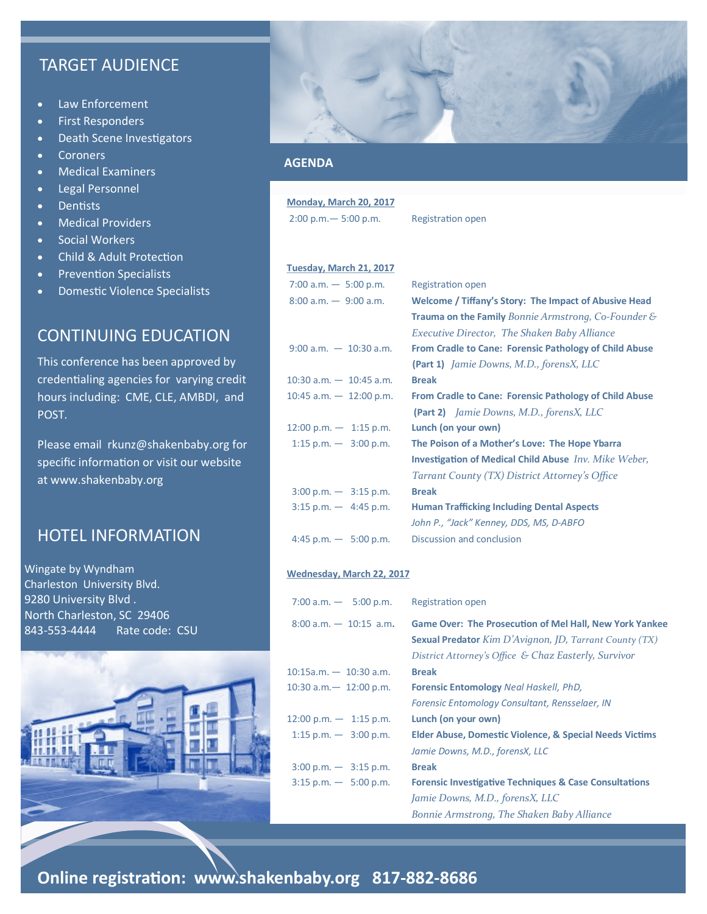## TARGET AUDIENCE

- Law Enforcement
- First Responders
- Death Scene Investigators
- Coroners
- Medical Examiners
- Legal Personnel
- Dentists
- Medical Providers
- Social Workers
- Child & Adult Protection
- Prevention Specialists
- Domestic Violence Specialists

## CONTINUING EDUCATION

This conference has been approved by credentialing agencies for varying credit hours including: CME, CLE, AMBDI, and POST.

Please email rkunz@shakenbaby.org for specific information or visit our website at www.shakenbaby.org

## HOTEL INFORMATION

Wingate by Wyndham
Charleston University Blvd.
9280 University Blvd .
North Charleston, SC 29406
843-553-4444 Rate code: CSU

## AGENDA

**Monday, March 20, 2017**

| | |
|---|---|
| 2:00 p.m.— 5:00 p.m. | Registration open |

**Tuesday, March 21, 2017**

| | |
|---|---|
| 7:00 a.m. — 5:00 p.m. | Registration open |
| 8:00 a.m. — 9:00 a.m. | **Welcome / Tiffany's Story: The Impact of Abusive Head Trauma on the Family** *Bonnie Armstrong, Co-Founder & Executive Director, The Shaken Baby Alliance* |
| 9:00 a.m. — 10:30 a.m. | **From Cradle to Cane: Forensic Pathology of Child Abuse (Part 1)** *Jamie Downs, M.D., forensX, LLC* |
| 10:30 a.m. — 10:45 a.m. | **Break** |
| 10:45 a.m. — 12:00 p.m. | **From Cradle to Cane: Forensic Pathology of Child Abuse (Part 2)** *Jamie Downs, M.D., forensX, LLC* |
| 12:00 p.m. — 1:15 p.m. | **Lunch (on your own)** |
| 1:15 p.m. — 3:00 p.m. | **The Poison of a Mother's Love: The Hope Ybarra Investigation of Medical Child Abuse** *Inv. Mike Weber, Tarrant County (TX) District Attorney's Office* |
| 3:00 p.m. — 3:15 p.m. | **Break** |
| 3:15 p.m. — 4:45 p.m. | **Human Trafficking Including Dental Aspects** *John P., "Jack" Kenney, DDS, MS, D-ABFO* |
| 4:45 p.m. — 5:00 p.m. | Discussion and conclusion |

**Wednesday, March 22, 2017**

| | |
|---|---|
| 7:00 a.m. — 5:00 p.m. | Registration open |
| 8:00 a.m. — 10:15 a.m. | **Game Over: The Prosecution of Mel Hall, New York Yankee Sexual Predator** *Kim D'Avignon, JD, Tarrant County (TX) District Attorney's Office & Chaz Easterly, Survivor* |
| 10:15a.m. — 10:30 a.m. | **Break** |
| 10:30 a.m.— 12:00 p.m. | **Forensic Entomology** *Neal Haskell, PhD, Forensic Entomology Consultant, Rensselaer, IN* |
| 12:00 p.m. — 1:15 p.m. | **Lunch (on your own)** |
| 1:15 p.m. — 3:00 p.m. | **Elder Abuse, Domestic Violence, & Special Needs Victims** *Jamie Downs, M.D., forensX, LLC* |
| 3:00 p.m. — 3:15 p.m. | **Break** |
| 3:15 p.m. — 5:00 p.m. | **Forensic Investigative Techniques & Case Consultations** *Jamie Downs, M.D., forensX, LLC* *Bonnie Armstrong, The Shaken Baby Alliance* |

**Online registration: www.shakenbaby.org 817-882-8686**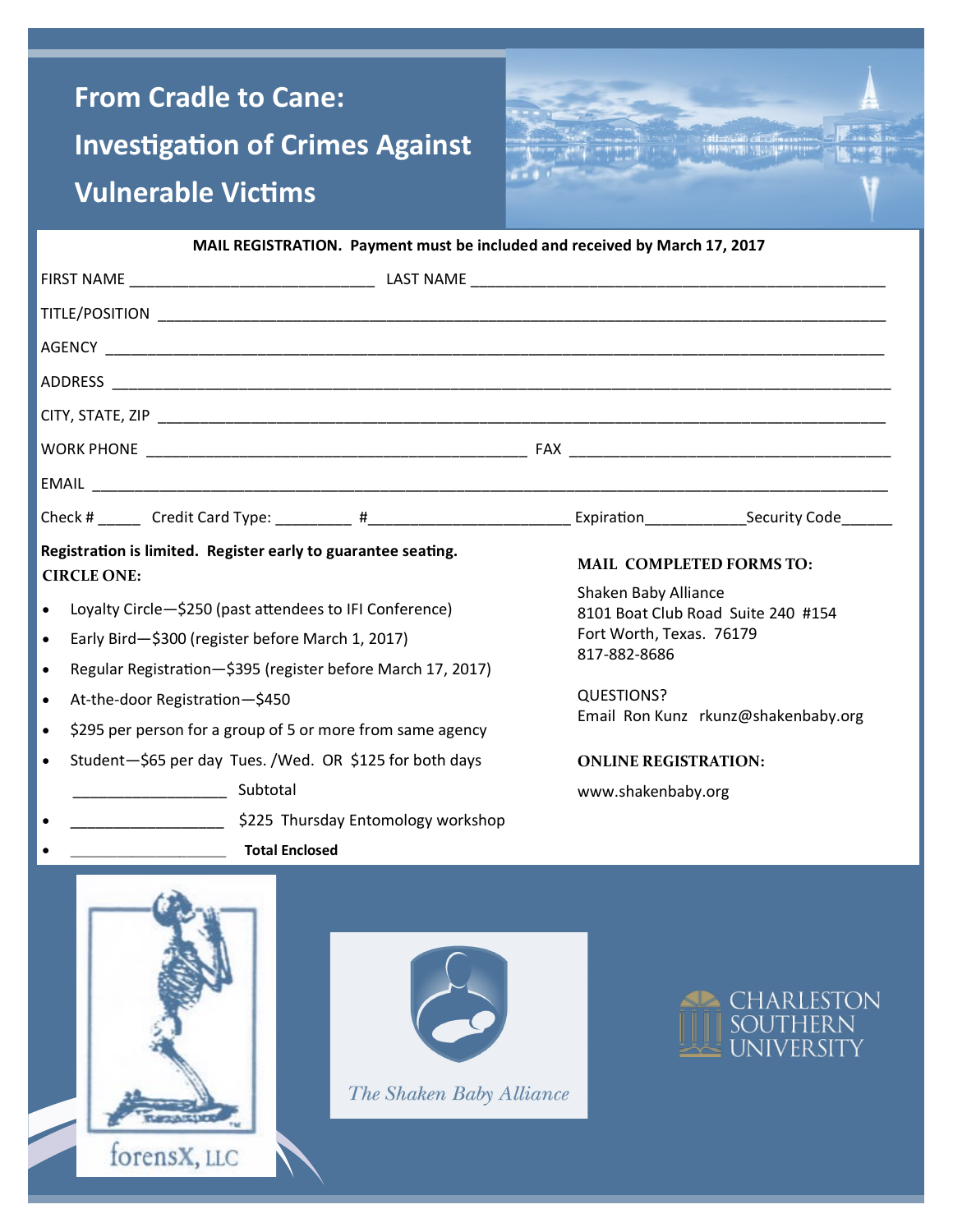# From Cradle to Cane: Investigation of Crimes Against Vulnerable Victims

**MAIL REGISTRATION. Payment must be included and received by March 17, 2017**

FIRST NAME ____________________________ LAST NAME ______________________________________________

TITLE/POSITION ____________________________________________________________________________________

AGENCY __________________________________________________________________________________________

ADDRESS _________________________________________________________________________________________

CITY, STATE, ZIP __________________________________________________________________________________

WORK PHONE ____________________________________________ FAX _____________________________________

EMAIL ____________________________________________________________________________________________

Check # _____ Credit Card Type: _________ #_______________________ Expiration___________Security Code______

**Registration is limited. Register early to guarantee seating.**

**CIRCLE ONE:**

- Loyalty Circle—$250 (past attendees to IFI Conference)
- Early Bird—$300 (register before March 1, 2017)
- Regular Registration—$395 (register before March 17, 2017)
- At-the-door Registration—$450
- $295 per person for a group of 5 or more from same agency
- Student—$65 per day Tues. /Wed. OR $125 for both days

_________________ Subtotal

- _________________ $225 Thursday Entomology workshop
- _________________ **Total Enclosed**

**MAIL COMPLETED FORMS TO:**

Shaken Baby Alliance
8101 Boat Club Road Suite 240 #154
Fort Worth, Texas. 76179
817-882-8686

QUESTIONS?
Email Ron Kunz rkunz@shakenbaby.org

**ONLINE REGISTRATION:**

www.shakenbaby.org

forensX, LLC

The Shaken Baby Alliance

CHARLESTON SOUTHERN UNIVERSITY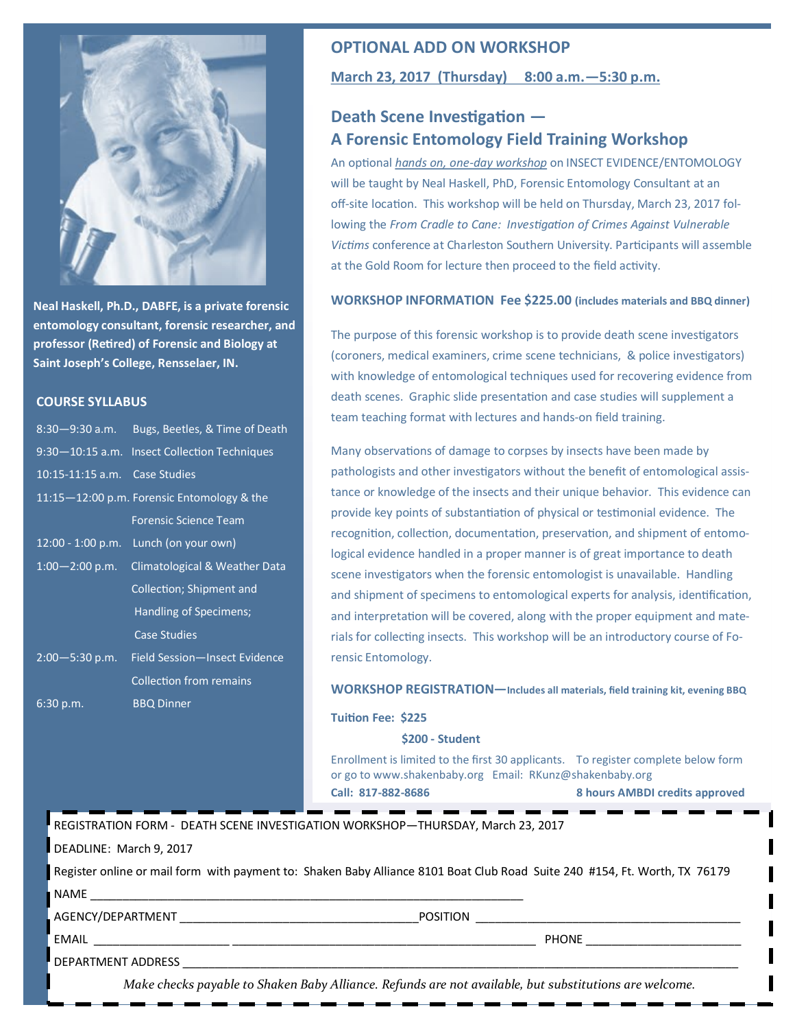**Neal Haskell, Ph.D., DABFE, is a private forensic entomology consultant, forensic researcher, and professor (Retired) of Forensic and Biology at Saint Joseph's College, Rensselaer, IN.**

### COURSE SYLLABUS

| Time | Topic |
| --- | --- |
| 8:30—9:30 a.m. | Bugs, Beetles, & Time of Death |
| 9:30—10:15 a.m. | Insect Collection Techniques |
| 10:15-11:15 a.m. | Case Studies |
| 11:15—12:00 p.m. | Forensic Entomology & the Forensic Science Team |
| 12:00 - 1:00 p.m. | Lunch (on your own) |
| 1:00—2:00 p.m. | Climatological & Weather Data Collection; Shipment and Handling of Specimens; Case Studies |
| 2:00—5:30 p.m. | Field Session—Insect Evidence Collection from remains |
| 6:30 p.m. | BBQ Dinner |

## OPTIONAL ADD ON WORKSHOP

**March 23, 2017 (Thursday) 8:00 a.m.—5:30 p.m.**

## Death Scene Investigation — A Forensic Entomology Field Training Workshop

An optional *hands on, one-day workshop* on INSECT EVIDENCE/ENTOMOLOGY will be taught by Neal Haskell, PhD, Forensic Entomology Consultant at an off-site location. This workshop will be held on Thursday, March 23, 2017 following the *From Cradle to Cane: Investigation of Crimes Against Vulnerable Victims* conference at Charleston Southern University. Participants will assemble at the Gold Room for lecture then proceed to the field activity.

### WORKSHOP INFORMATION Fee $225.00 (includes materials and BBQ dinner)

The purpose of this forensic workshop is to provide death scene investigators (coroners, medical examiners, crime scene technicians, & police investigators) with knowledge of entomological techniques used for recovering evidence from death scenes. Graphic slide presentation and case studies will supplement a team teaching format with lectures and hands-on field training.

Many observations of damage to corpses by insects have been made by pathologists and other investigators without the benefit of entomological assistance or knowledge of the insects and their unique behavior. This evidence can provide key points of substantiation of physical or testimonial evidence. The recognition, collection, documentation, preservation, and shipment of entomological evidence handled in a proper manner is of great importance to death scene investigators when the forensic entomologist is unavailable. Handling and shipment of specimens to entomological experts for analysis, identification, and interpretation will be covered, along with the proper equipment and materials for collecting insects. This workshop will be an introductory course of Forensic Entomology.

### WORKSHOP REGISTRATION—Includes all materials, field training kit, evening BBQ

**Tuition Fee: $225**

**$200 - Student**

Enrollment is limited to the first 30 applicants. To register complete below form or go to www.shakenbaby.org Email: RKunz@shakenbaby.org

**Call: 817-882-8686** **8 hours AMBDI credits approved**

---

REGISTRATION FORM - DEATH SCENE INVESTIGATION WORKSHOP—THURSDAY, March 23, 2017

DEADLINE: March 9, 2017

Register online or mail form with payment to: Shaken Baby Alliance 8101 Boat Club Road Suite 240 #154, Ft. Worth, TX 76179

NAME ____________________________________________

AGENCY/DEPARTMENT ______________________ POSITION ______________________

EMAIL ______________________ PHONE ______________________

DEPARTMENT ADDRESS ____________________________________________

*Make checks payable to Shaken Baby Alliance. Refunds are not available, but substitutions are welcome.*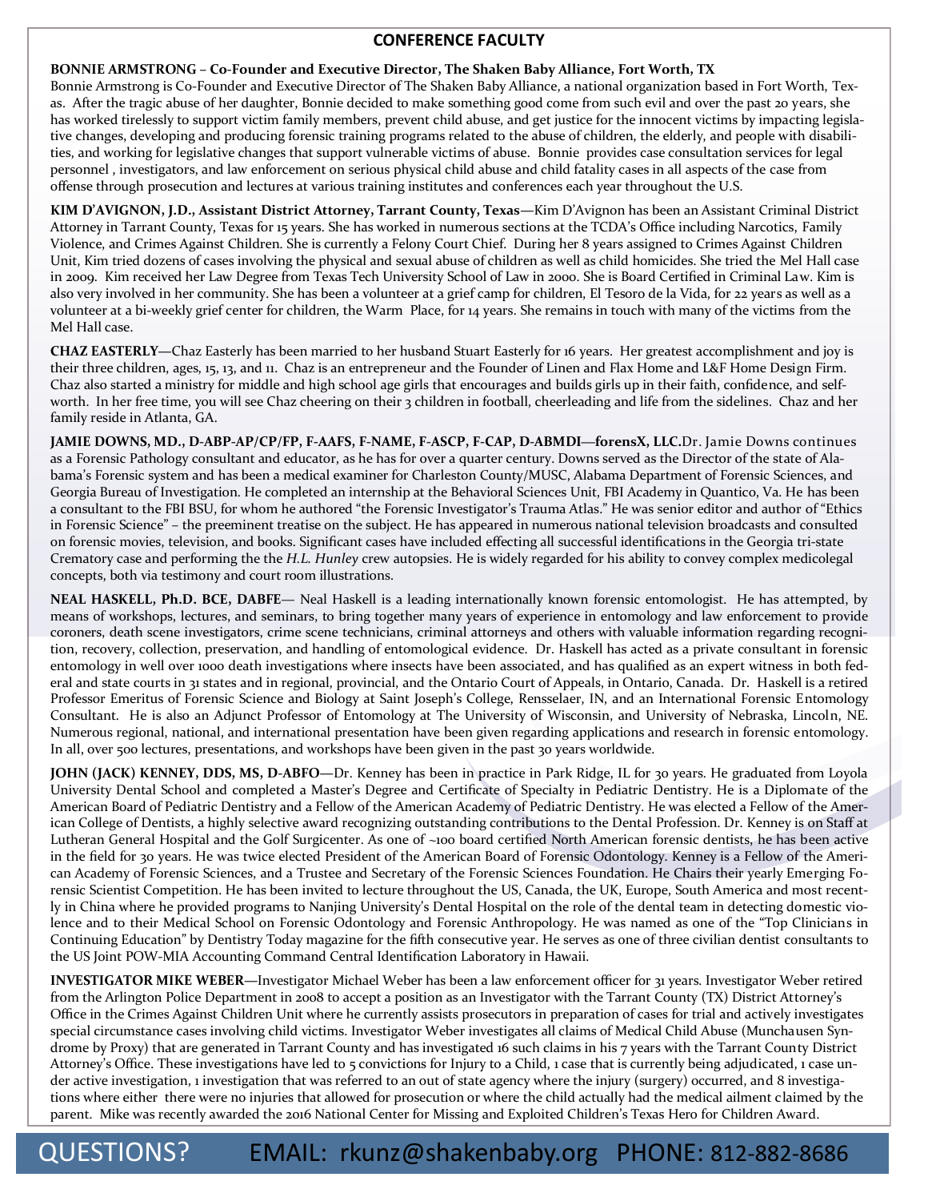## CONFERENCE FACULTY

**BONNIE ARMSTRONG – Co-Founder and Executive Director, The Shaken Baby Alliance, Fort Worth, TX**
Bonnie Armstrong is Co-Founder and Executive Director of The Shaken Baby Alliance, a national organization based in Fort Worth, Texas. After the tragic abuse of her daughter, Bonnie decided to make something good come from such evil and over the past 20 years, she has worked tirelessly to support victim family members, prevent child abuse, and get justice for the innocent victims by impacting legislative changes, developing and producing forensic training programs related to the abuse of children, the elderly, and people with disabilities, and working for legislative changes that support vulnerable victims of abuse. Bonnie provides case consultation services for legal personnel , investigators, and law enforcement on serious physical child abuse and child fatality cases in all aspects of the case from offense through prosecution and lectures at various training institutes and conferences each year throughout the U.S.

**KIM D'AVIGNON, J.D., Assistant District Attorney, Tarrant County, Texas**—Kim D'Avignon has been an Assistant Criminal District Attorney in Tarrant County, Texas for 15 years. She has worked in numerous sections at the TCDA's Office including Narcotics, Family Violence, and Crimes Against Children. She is currently a Felony Court Chief. During her 8 years assigned to Crimes Against Children Unit, Kim tried dozens of cases involving the physical and sexual abuse of children as well as child homicides. She tried the Mel Hall case in 2009. Kim received her Law Degree from Texas Tech University School of Law in 2000. She is Board Certified in Criminal Law. Kim is also very involved in her community. She has been a volunteer at a grief camp for children, El Tesoro de la Vida, for 22 years as well as a volunteer at a bi-weekly grief center for children, the Warm Place, for 14 years. She remains in touch with many of the victims from the Mel Hall case.

**CHAZ EASTERLY**—Chaz Easterly has been married to her husband Stuart Easterly for 16 years. Her greatest accomplishment and joy is their three children, ages, 15, 13, and 11. Chaz is an entrepreneur and the Founder of Linen and Flax Home and L&F Home Design Firm. Chaz also started a ministry for middle and high school age girls that encourages and builds girls up in their faith, confidence, and self-worth. In her free time, you will see Chaz cheering on their 3 children in football, cheerleading and life from the sidelines. Chaz and her family reside in Atlanta, GA.

**JAMIE DOWNS, MD., D-ABP-AP/CP/FP, F-AAFS, F-NAME, F-ASCP, F-CAP, D-ABMDI—forensX, LLC.**Dr. Jamie Downs continues as a Forensic Pathology consultant and educator, as he has for over a quarter century. Downs served as the Director of the state of Alabama's Forensic system and has been a medical examiner for Charleston County/MUSC, Alabama Department of Forensic Sciences, and Georgia Bureau of Investigation. He completed an internship at the Behavioral Sciences Unit, FBI Academy in Quantico, Va. He has been a consultant to the FBI BSU, for whom he authored "the Forensic Investigator's Trauma Atlas." He was senior editor and author of "Ethics in Forensic Science" – the preeminent treatise on the subject. He has appeared in numerous national television broadcasts and consulted on forensic movies, television, and books. Significant cases have included effecting all successful identifications in the Georgia tri-state Crematory case and performing the the *H.L. Hunley* crew autopsies. He is widely regarded for his ability to convey complex medicolegal concepts, both via testimony and court room illustrations.

**NEAL HASKELL, Ph.D. BCE, DABFE**— Neal Haskell is a leading internationally known forensic entomologist. He has attempted, by means of workshops, lectures, and seminars, to bring together many years of experience in entomology and law enforcement to provide coroners, death scene investigators, crime scene technicians, criminal attorneys and others with valuable information regarding recognition, recovery, collection, preservation, and handling of entomological evidence. Dr. Haskell has acted as a private consultant in forensic entomology in well over 1000 death investigations where insects have been associated, and has qualified as an expert witness in both federal and state courts in 31 states and in regional, provincial, and the Ontario Court of Appeals, in Ontario, Canada. Dr. Haskell is a retired Professor Emeritus of Forensic Science and Biology at Saint Joseph's College, Rensselaer, IN, and an International Forensic Entomology Consultant. He is also an Adjunct Professor of Entomology at The University of Wisconsin, and University of Nebraska, Lincoln, NE. Numerous regional, national, and international presentation have been given regarding applications and research in forensic entomology. In all, over 500 lectures, presentations, and workshops have been given in the past 30 years worldwide.

**JOHN (JACK) KENNEY, DDS, MS, D-ABFO**—Dr. Kenney has been in practice in Park Ridge, IL for 30 years. He graduated from Loyola University Dental School and completed a Master's Degree and Certificate of Specialty in Pediatric Dentistry. He is a Diplomate of the American Board of Pediatric Dentistry and a Fellow of the American Academy of Pediatric Dentistry. He was elected a Fellow of the American College of Dentists, a highly selective award recognizing outstanding contributions to the Dental Profession. Dr. Kenney is on Staff at Lutheran General Hospital and the Golf Surgicenter. As one of ~100 board certified North American forensic dentists, he has been active in the field for 30 years. He was twice elected President of the American Board of Forensic Odontology. Kenney is a Fellow of the American Academy of Forensic Sciences, and a Trustee and Secretary of the Forensic Sciences Foundation. He Chairs their yearly Emerging Forensic Scientist Competition. He has been invited to lecture throughout the US, Canada, the UK, Europe, South America and most recently in China where he provided programs to Nanjing University's Dental Hospital on the role of the dental team in detecting domestic violence and to their Medical School on Forensic Odontology and Forensic Anthropology. He was named as one of the "Top Clinicians in Continuing Education" by Dentistry Today magazine for the fifth consecutive year. He serves as one of three civilian dentist consultants to the US Joint POW-MIA Accounting Command Central Identification Laboratory in Hawaii.

**INVESTIGATOR MIKE WEBER**—Investigator Michael Weber has been a law enforcement officer for 31 years. Investigator Weber retired from the Arlington Police Department in 2008 to accept a position as an Investigator with the Tarrant County (TX) District Attorney's Office in the Crimes Against Children Unit where he currently assists prosecutors in preparation of cases for trial and actively investigates special circumstance cases involving child victims. Investigator Weber investigates all claims of Medical Child Abuse (Munchausen Syndrome by Proxy) that are generated in Tarrant County and has investigated 16 such claims in his 7 years with the Tarrant County District Attorney's Office. These investigations have led to 5 convictions for Injury to a Child, 1 case that is currently being adjudicated, 1 case under active investigation, 1 investigation that was referred to an out of state agency where the injury (surgery) occurred, and 8 investigations where either there were no injuries that allowed for prosecution or where the child actually had the medical ailment claimed by the parent. Mike was recently awarded the 2016 National Center for Missing and Exploited Children's Texas Hero for Children Award.

QUESTIONS? EMAIL: rkunz@shakenbaby.org PHONE: 812-882-8686